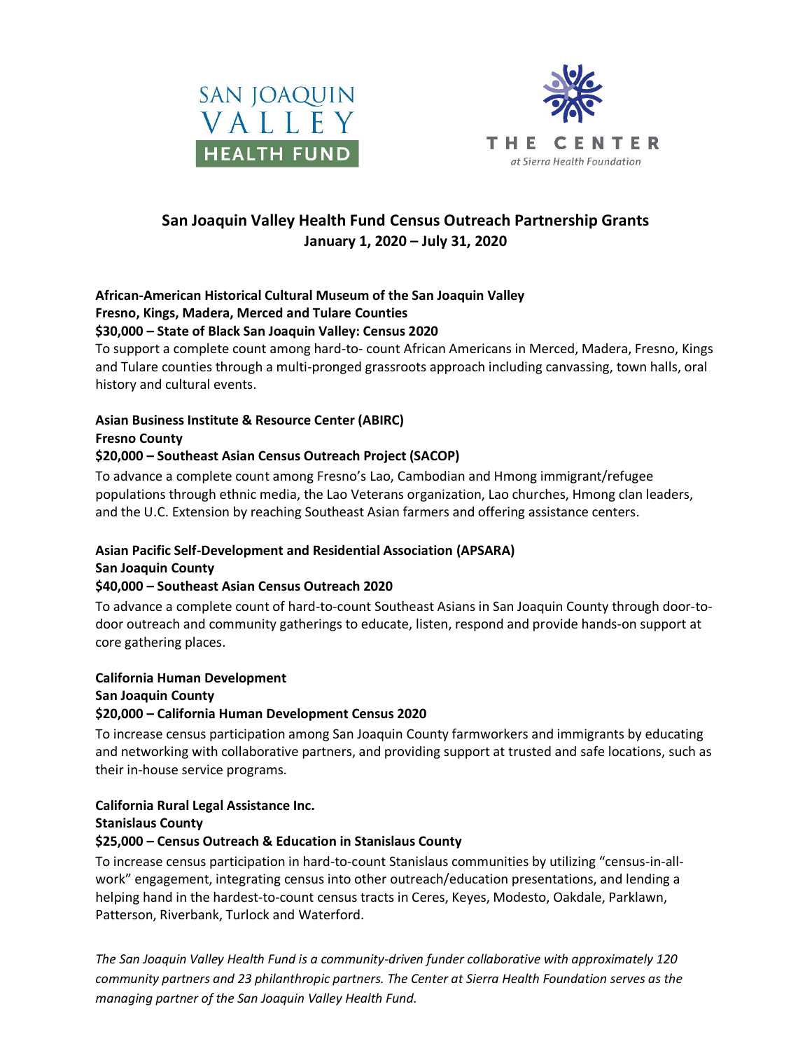SAN JOAQUIN VALLEY HEALTH FUND

THE CENTER at Sierra Health Foundation

# San Joaquin Valley Health Fund Census Outreach Partnership Grants
## January 1, 2020 – July 31, 2020

**African-American Historical Cultural Museum of the San Joaquin Valley**
**Fresno, Kings, Madera, Merced and Tulare Counties**
**$30,000 – State of Black San Joaquin Valley: Census 2020**

To support a complete count among hard-to- count African Americans in Merced, Madera, Fresno, Kings and Tulare counties through a multi-pronged grassroots approach including canvassing, town halls, oral history and cultural events.

**Asian Business Institute & Resource Center (ABIRC)**
**Fresno County**
**$20,000 – Southeast Asian Census Outreach Project (SACOP)**

To advance a complete count among Fresno's Lao, Cambodian and Hmong immigrant/refugee populations through ethnic media, the Lao Veterans organization, Lao churches, Hmong clan leaders, and the U.C. Extension by reaching Southeast Asian farmers and offering assistance centers.

**Asian Pacific Self-Development and Residential Association (APSARA)**
**San Joaquin County**
**$40,000 – Southeast Asian Census Outreach 2020**

To advance a complete count of hard-to-count Southeast Asians in San Joaquin County through door-to-door outreach and community gatherings to educate, listen, respond and provide hands-on support at core gathering places.

**California Human Development**
**San Joaquin County**
**$20,000 – California Human Development Census 2020**

To increase census participation among San Joaquin County farmworkers and immigrants by educating and networking with collaborative partners, and providing support at trusted and safe locations, such as their in-house service programs.

**California Rural Legal Assistance Inc.**
**Stanislaus County**
**$25,000 – Census Outreach & Education in Stanislaus County**

To increase census participation in hard-to-count Stanislaus communities by utilizing "census-in-all-work" engagement, integrating census into other outreach/education presentations, and lending a helping hand in the hardest-to-count census tracts in Ceres, Keyes, Modesto, Oakdale, Parklawn, Patterson, Riverbank, Turlock and Waterford.

*The San Joaquin Valley Health Fund is a community-driven funder collaborative with approximately 120 community partners and 23 philanthropic partners. The Center at Sierra Health Foundation serves as the managing partner of the San Joaquin Valley Health Fund.*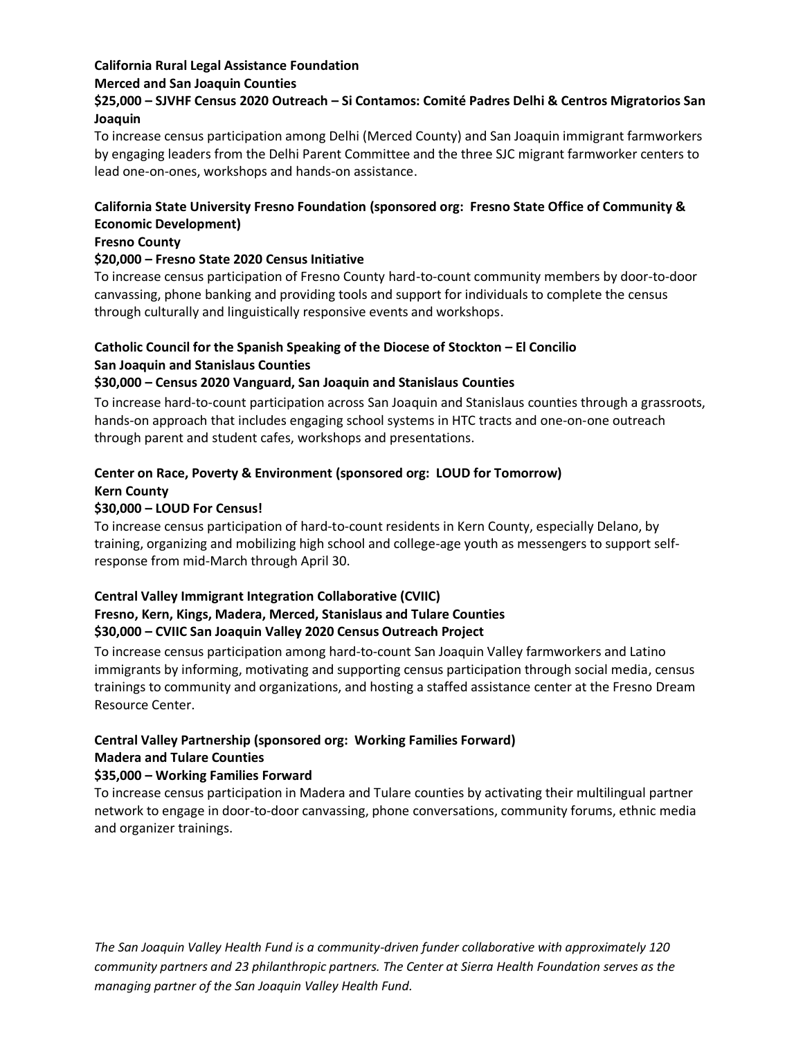**California Rural Legal Assistance Foundation**
**Merced and San Joaquin Counties**
**$25,000 – SJVHF Census 2020 Outreach – Si Contamos: Comité Padres Delhi & Centros Migratorios San Joaquin**

To increase census participation among Delhi (Merced County) and San Joaquin immigrant farmworkers by engaging leaders from the Delhi Parent Committee and the three SJC migrant farmworker centers to lead one-on-ones, workshops and hands-on assistance.

**California State University Fresno Foundation (sponsored org: Fresno State Office of Community & Economic Development)**
**Fresno County**
**$20,000 – Fresno State 2020 Census Initiative**

To increase census participation of Fresno County hard-to-count community members by door-to-door canvassing, phone banking and providing tools and support for individuals to complete the census through culturally and linguistically responsive events and workshops.

**Catholic Council for the Spanish Speaking of the Diocese of Stockton – El Concilio**
**San Joaquin and Stanislaus Counties**
**$30,000 – Census 2020 Vanguard, San Joaquin and Stanislaus Counties**

To increase hard-to-count participation across San Joaquin and Stanislaus counties through a grassroots, hands-on approach that includes engaging school systems in HTC tracts and one-on-one outreach through parent and student cafes, workshops and presentations.

**Center on Race, Poverty & Environment (sponsored org: LOUD for Tomorrow)**
**Kern County**
**$30,000 – LOUD For Census!**

To increase census participation of hard-to-count residents in Kern County, especially Delano, by training, organizing and mobilizing high school and college-age youth as messengers to support self-response from mid-March through April 30.

**Central Valley Immigrant Integration Collaborative (CVIIC)**
**Fresno, Kern, Kings, Madera, Merced, Stanislaus and Tulare Counties**
**$30,000 – CVIIC San Joaquin Valley 2020 Census Outreach Project**

To increase census participation among hard-to-count San Joaquin Valley farmworkers and Latino immigrants by informing, motivating and supporting census participation through social media, census trainings to community and organizations, and hosting a staffed assistance center at the Fresno Dream Resource Center.

**Central Valley Partnership (sponsored org: Working Families Forward)**
**Madera and Tulare Counties**
**$35,000 – Working Families Forward**

To increase census participation in Madera and Tulare counties by activating their multilingual partner network to engage in door-to-door canvassing, phone conversations, community forums, ethnic media and organizer trainings.

*The San Joaquin Valley Health Fund is a community-driven funder collaborative with approximately 120 community partners and 23 philanthropic partners. The Center at Sierra Health Foundation serves as the managing partner of the San Joaquin Valley Health Fund.*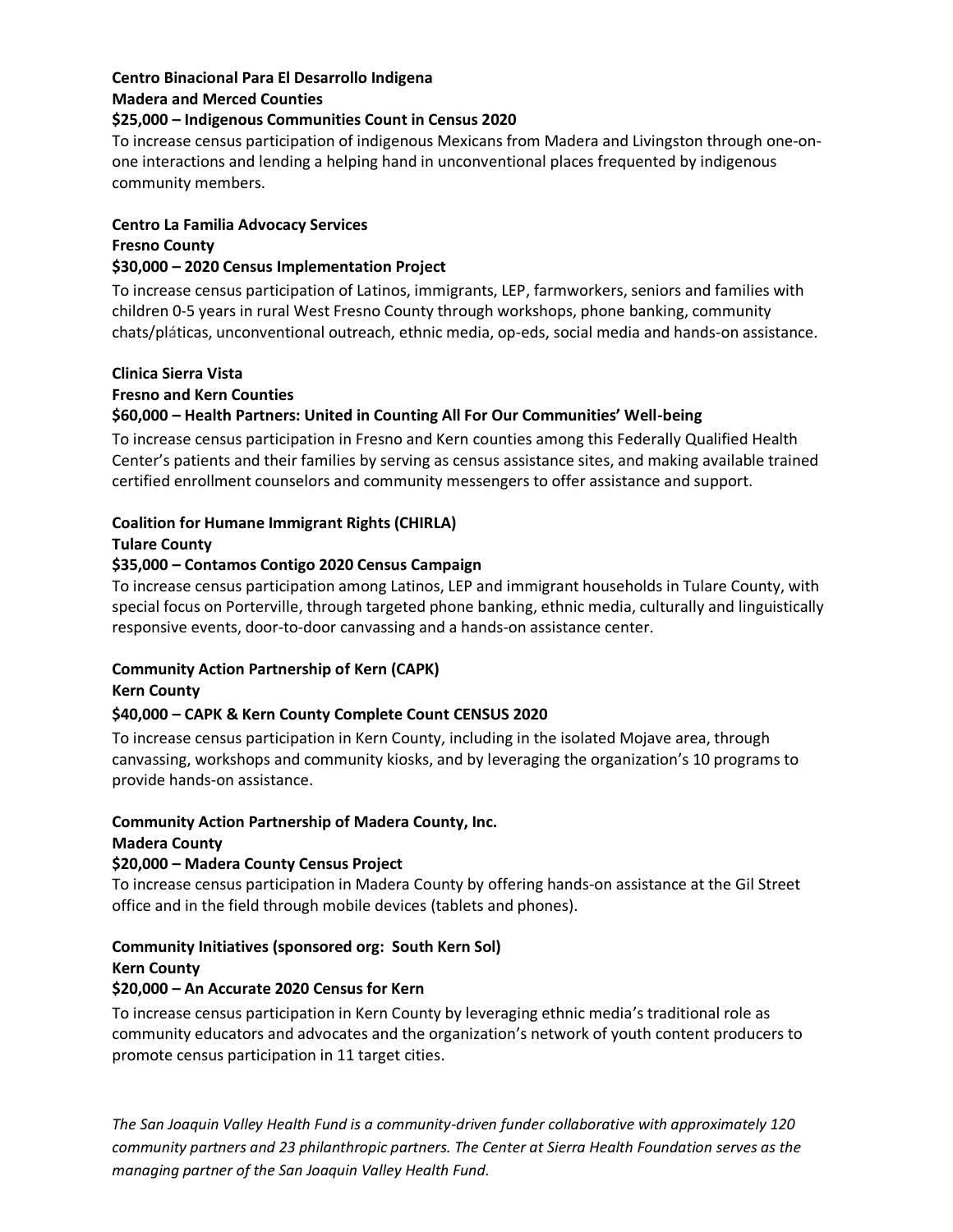**Centro Binacional Para El Desarrollo Indigena**
**Madera and Merced Counties**
**$25,000 – Indigenous Communities Count in Census 2020**

To increase census participation of indigenous Mexicans from Madera and Livingston through one-on-one interactions and lending a helping hand in unconventional places frequented by indigenous community members.

**Centro La Familia Advocacy Services**
**Fresno County**
**$30,000 – 2020 Census Implementation Project**

To increase census participation of Latinos, immigrants, LEP, farmworkers, seniors and families with children 0-5 years in rural West Fresno County through workshops, phone banking, community chats/pláticas, unconventional outreach, ethnic media, op-eds, social media and hands-on assistance.

**Clinica Sierra Vista**
**Fresno and Kern Counties**
**$60,000 – Health Partners: United in Counting All For Our Communities' Well-being**

To increase census participation in Fresno and Kern counties among this Federally Qualified Health Center's patients and their families by serving as census assistance sites, and making available trained certified enrollment counselors and community messengers to offer assistance and support.

**Coalition for Humane Immigrant Rights (CHIRLA)**
**Tulare County**
**$35,000 – Contamos Contigo 2020 Census Campaign**

To increase census participation among Latinos, LEP and immigrant households in Tulare County, with special focus on Porterville, through targeted phone banking, ethnic media, culturally and linguistically responsive events, door-to-door canvassing and a hands-on assistance center.

**Community Action Partnership of Kern (CAPK)**
**Kern County**
**$40,000 – CAPK & Kern County Complete Count CENSUS 2020**

To increase census participation in Kern County, including in the isolated Mojave area, through canvassing, workshops and community kiosks, and by leveraging the organization's 10 programs to provide hands-on assistance.

**Community Action Partnership of Madera County, Inc.**
**Madera County**
**$20,000 – Madera County Census Project**

To increase census participation in Madera County by offering hands-on assistance at the Gil Street office and in the field through mobile devices (tablets and phones).

**Community Initiatives (sponsored org: South Kern Sol)**
**Kern County**
**$20,000 – An Accurate 2020 Census for Kern**

To increase census participation in Kern County by leveraging ethnic media's traditional role as community educators and advocates and the organization's network of youth content producers to promote census participation in 11 target cities.

*The San Joaquin Valley Health Fund is a community-driven funder collaborative with approximately 120 community partners and 23 philanthropic partners. The Center at Sierra Health Foundation serves as the managing partner of the San Joaquin Valley Health Fund.*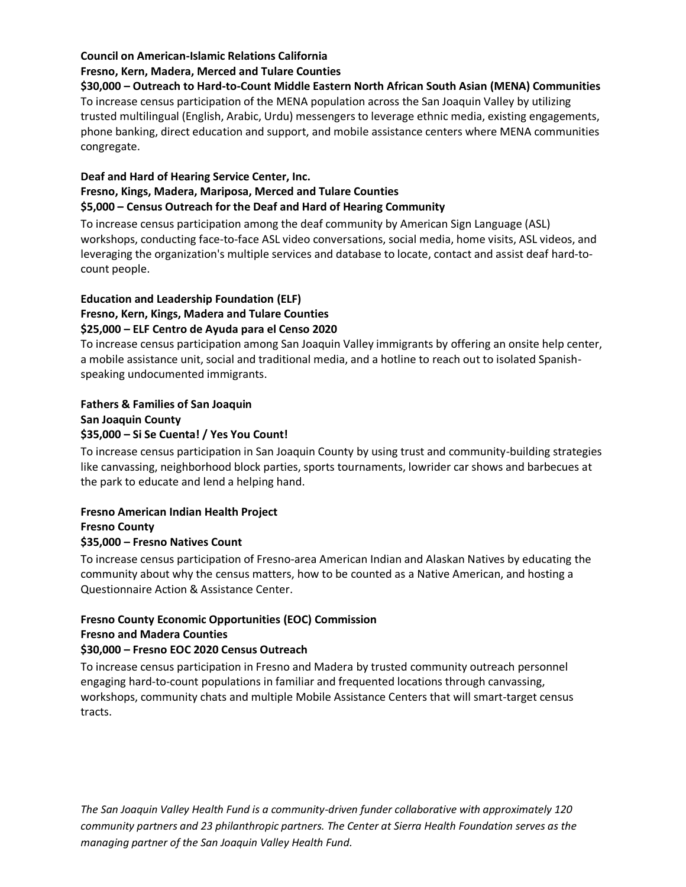**Council on American-Islamic Relations California**
**Fresno, Kern, Madera, Merced and Tulare Counties**
**$30,000 – Outreach to Hard-to-Count Middle Eastern North African South Asian (MENA) Communities**
To increase census participation of the MENA population across the San Joaquin Valley by utilizing trusted multilingual (English, Arabic, Urdu) messengers to leverage ethnic media, existing engagements, phone banking, direct education and support, and mobile assistance centers where MENA communities congregate.

**Deaf and Hard of Hearing Service Center, Inc.**
**Fresno, Kings, Madera, Mariposa, Merced and Tulare Counties**
**$5,000 – Census Outreach for the Deaf and Hard of Hearing Community**
To increase census participation among the deaf community by American Sign Language (ASL) workshops, conducting face-to-face ASL video conversations, social media, home visits, ASL videos, and leveraging the organization's multiple services and database to locate, contact and assist deaf hard-to-count people.

**Education and Leadership Foundation (ELF)**
**Fresno, Kern, Kings, Madera and Tulare Counties**
**$25,000 – ELF Centro de Ayuda para el Censo 2020**
To increase census participation among San Joaquin Valley immigrants by offering an onsite help center, a mobile assistance unit, social and traditional media, and a hotline to reach out to isolated Spanish-speaking undocumented immigrants.

**Fathers & Families of San Joaquin**
**San Joaquin County**
**$35,000 – Si Se Cuenta! / Yes You Count!**
To increase census participation in San Joaquin County by using trust and community-building strategies like canvassing, neighborhood block parties, sports tournaments, lowrider car shows and barbecues at the park to educate and lend a helping hand.

**Fresno American Indian Health Project**
**Fresno County**
**$35,000 – Fresno Natives Count**
To increase census participation of Fresno-area American Indian and Alaskan Natives by educating the community about why the census matters, how to be counted as a Native American, and hosting a Questionnaire Action & Assistance Center.

**Fresno County Economic Opportunities (EOC) Commission**
**Fresno and Madera Counties**
**$30,000 – Fresno EOC 2020 Census Outreach**
To increase census participation in Fresno and Madera by trusted community outreach personnel engaging hard-to-count populations in familiar and frequented locations through canvassing, workshops, community chats and multiple Mobile Assistance Centers that will smart-target census tracts.

*The San Joaquin Valley Health Fund is a community-driven funder collaborative with approximately 120 community partners and 23 philanthropic partners. The Center at Sierra Health Foundation serves as the managing partner of the San Joaquin Valley Health Fund.*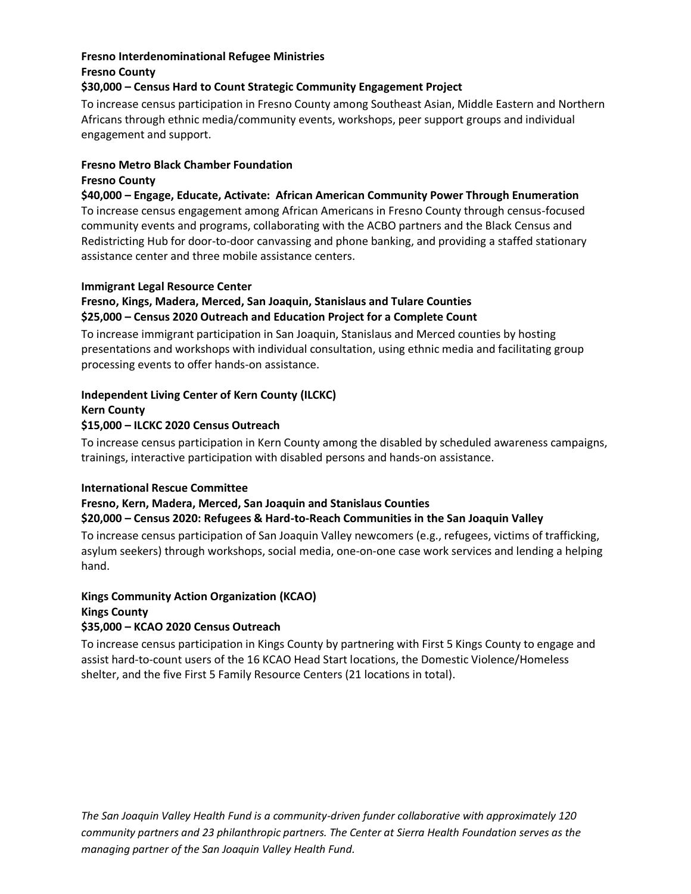**Fresno Interdenominational Refugee Ministries**
**Fresno County**
**$30,000 – Census Hard to Count Strategic Community Engagement Project**

To increase census participation in Fresno County among Southeast Asian, Middle Eastern and Northern Africans through ethnic media/community events, workshops, peer support groups and individual engagement and support.

**Fresno Metro Black Chamber Foundation**
**Fresno County**
**$40,000 – Engage, Educate, Activate: African American Community Power Through Enumeration**

To increase census engagement among African Americans in Fresno County through census-focused community events and programs, collaborating with the ACBO partners and the Black Census and Redistricting Hub for door-to-door canvassing and phone banking, and providing a staffed stationary assistance center and three mobile assistance centers.

**Immigrant Legal Resource Center**
**Fresno, Kings, Madera, Merced, San Joaquin, Stanislaus and Tulare Counties**
**$25,000 – Census 2020 Outreach and Education Project for a Complete Count**

To increase immigrant participation in San Joaquin, Stanislaus and Merced counties by hosting presentations and workshops with individual consultation, using ethnic media and facilitating group processing events to offer hands-on assistance.

**Independent Living Center of Kern County (ILCKC)**
**Kern County**
**$15,000 – ILCKC 2020 Census Outreach**

To increase census participation in Kern County among the disabled by scheduled awareness campaigns, trainings, interactive participation with disabled persons and hands-on assistance.

**International Rescue Committee**
**Fresno, Kern, Madera, Merced, San Joaquin and Stanislaus Counties**
**$20,000 – Census 2020: Refugees & Hard-to-Reach Communities in the San Joaquin Valley**

To increase census participation of San Joaquin Valley newcomers (e.g., refugees, victims of trafficking, asylum seekers) through workshops, social media, one-on-one case work services and lending a helping hand.

**Kings Community Action Organization (KCAO)**
**Kings County**
**$35,000 – KCAO 2020 Census Outreach**

To increase census participation in Kings County by partnering with First 5 Kings County to engage and assist hard-to-count users of the 16 KCAO Head Start locations, the Domestic Violence/Homeless shelter, and the five First 5 Family Resource Centers (21 locations in total).

*The San Joaquin Valley Health Fund is a community-driven funder collaborative with approximately 120 community partners and 23 philanthropic partners. The Center at Sierra Health Foundation serves as the managing partner of the San Joaquin Valley Health Fund.*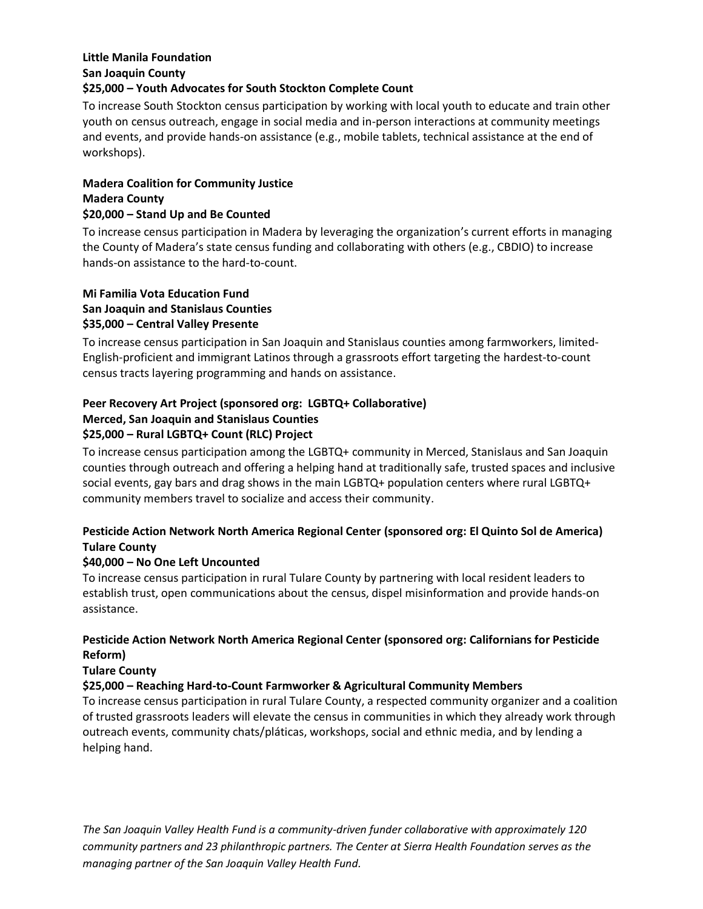**Little Manila Foundation**
**San Joaquin County**
**$25,000 – Youth Advocates for South Stockton Complete Count**

To increase South Stockton census participation by working with local youth to educate and train other youth on census outreach, engage in social media and in-person interactions at community meetings and events, and provide hands-on assistance (e.g., mobile tablets, technical assistance at the end of workshops).

**Madera Coalition for Community Justice**
**Madera County**
**$20,000 – Stand Up and Be Counted**

To increase census participation in Madera by leveraging the organization's current efforts in managing the County of Madera's state census funding and collaborating with others (e.g., CBDIO) to increase hands-on assistance to the hard-to-count.

**Mi Familia Vota Education Fund**
**San Joaquin and Stanislaus Counties**
**$35,000 – Central Valley Presente**

To increase census participation in San Joaquin and Stanislaus counties among farmworkers, limited-English-proficient and immigrant Latinos through a grassroots effort targeting the hardest-to-count census tracts layering programming and hands on assistance.

**Peer Recovery Art Project (sponsored org: LGBTQ+ Collaborative)**
**Merced, San Joaquin and Stanislaus Counties**
**$25,000 – Rural LGBTQ+ Count (RLC) Project**

To increase census participation among the LGBTQ+ community in Merced, Stanislaus and San Joaquin counties through outreach and offering a helping hand at traditionally safe, trusted spaces and inclusive social events, gay bars and drag shows in the main LGBTQ+ population centers where rural LGBTQ+ community members travel to socialize and access their community.

**Pesticide Action Network North America Regional Center (sponsored org: El Quinto Sol de America)**
**Tulare County**
**$40,000 – No One Left Uncounted**

To increase census participation in rural Tulare County by partnering with local resident leaders to establish trust, open communications about the census, dispel misinformation and provide hands-on assistance.

**Pesticide Action Network North America Regional Center (sponsored org: Californians for Pesticide Reform)**
**Tulare County**
**$25,000 – Reaching Hard-to-Count Farmworker & Agricultural Community Members**

To increase census participation in rural Tulare County, a respected community organizer and a coalition of trusted grassroots leaders will elevate the census in communities in which they already work through outreach events, community chats/pláticas, workshops, social and ethnic media, and by lending a helping hand.

*The San Joaquin Valley Health Fund is a community-driven funder collaborative with approximately 120 community partners and 23 philanthropic partners. The Center at Sierra Health Foundation serves as the managing partner of the San Joaquin Valley Health Fund.*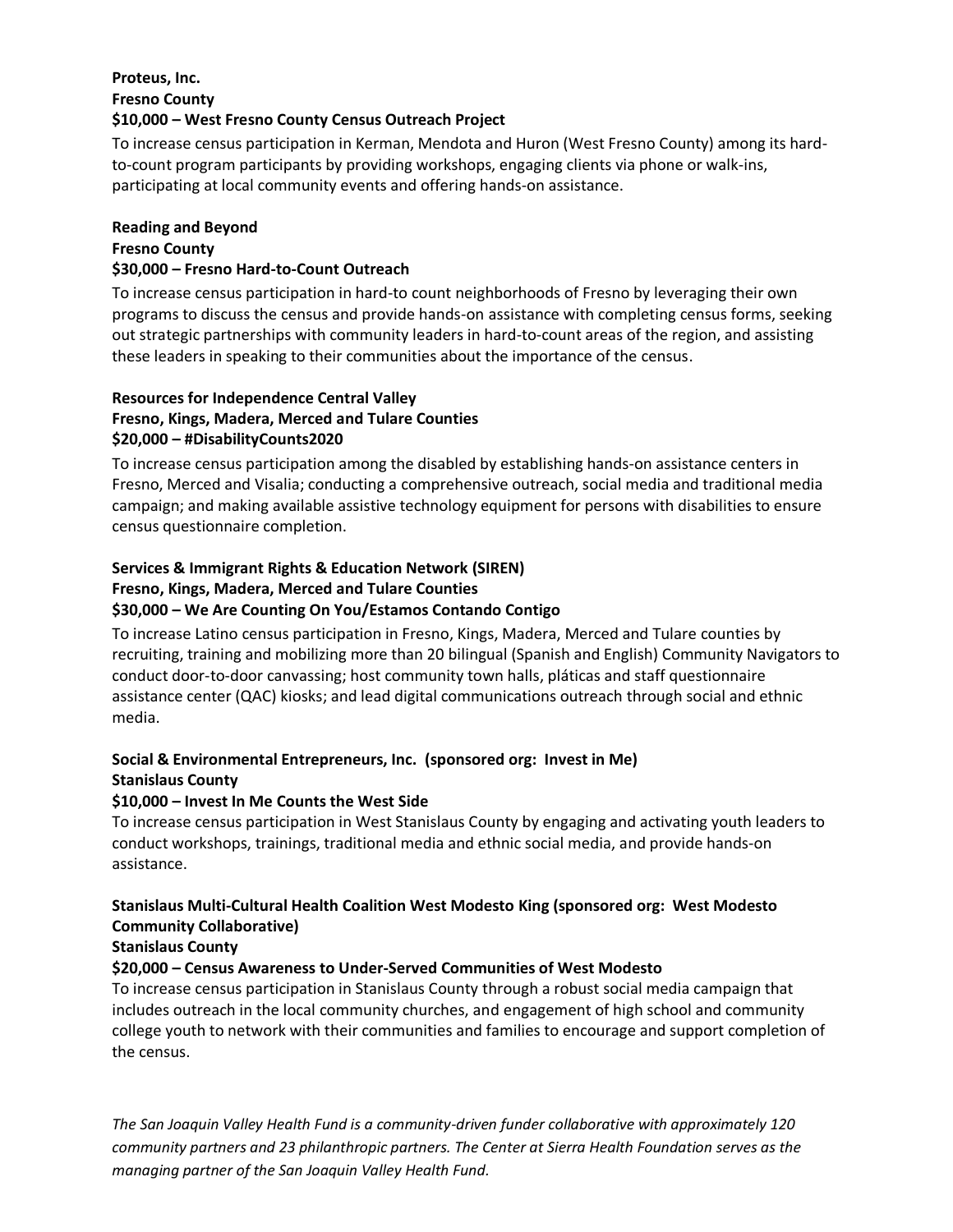**Proteus, Inc.**
**Fresno County**
**$10,000 – West Fresno County Census Outreach Project**

To increase census participation in Kerman, Mendota and Huron (West Fresno County) among its hard-to-count program participants by providing workshops, engaging clients via phone or walk-ins, participating at local community events and offering hands-on assistance.

**Reading and Beyond**
**Fresno County**
**$30,000 – Fresno Hard-to-Count Outreach**

To increase census participation in hard-to count neighborhoods of Fresno by leveraging their own programs to discuss the census and provide hands-on assistance with completing census forms, seeking out strategic partnerships with community leaders in hard-to-count areas of the region, and assisting these leaders in speaking to their communities about the importance of the census.

**Resources for Independence Central Valley**
**Fresno, Kings, Madera, Merced and Tulare Counties**
**$20,000 – #DisabilityCounts2020**

To increase census participation among the disabled by establishing hands-on assistance centers in Fresno, Merced and Visalia; conducting a comprehensive outreach, social media and traditional media campaign; and making available assistive technology equipment for persons with disabilities to ensure census questionnaire completion.

**Services & Immigrant Rights & Education Network (SIREN)**
**Fresno, Kings, Madera, Merced and Tulare Counties**
**$30,000 – We Are Counting On You/Estamos Contando Contigo**

To increase Latino census participation in Fresno, Kings, Madera, Merced and Tulare counties by recruiting, training and mobilizing more than 20 bilingual (Spanish and English) Community Navigators to conduct door-to-door canvassing; host community town halls, pláticas and staff questionnaire assistance center (QAC) kiosks; and lead digital communications outreach through social and ethnic media.

**Social & Environmental Entrepreneurs, Inc. (sponsored org: Invest in Me)**
**Stanislaus County**
**$10,000 – Invest In Me Counts the West Side**

To increase census participation in West Stanislaus County by engaging and activating youth leaders to conduct workshops, trainings, traditional media and ethnic social media, and provide hands-on assistance.

**Stanislaus Multi-Cultural Health Coalition West Modesto King (sponsored org: West Modesto Community Collaborative)**
**Stanislaus County**
**$20,000 – Census Awareness to Under-Served Communities of West Modesto**

To increase census participation in Stanislaus County through a robust social media campaign that includes outreach in the local community churches, and engagement of high school and community college youth to network with their communities and families to encourage and support completion of the census.

*The San Joaquin Valley Health Fund is a community-driven funder collaborative with approximately 120 community partners and 23 philanthropic partners. The Center at Sierra Health Foundation serves as the managing partner of the San Joaquin Valley Health Fund.*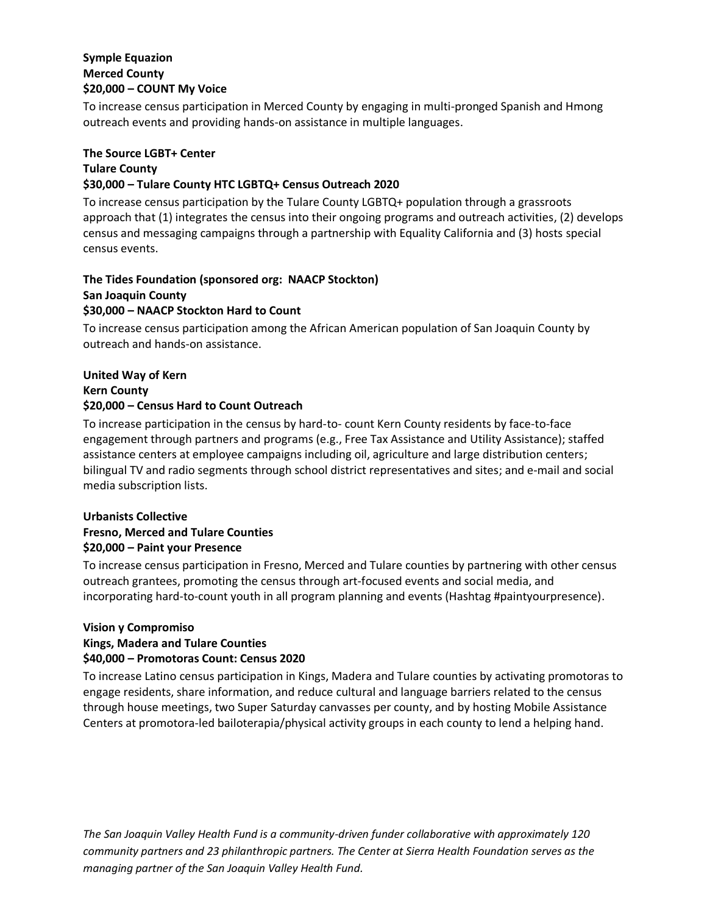**Symple Equazion**
**Merced County**
**$20,000 – COUNT My Voice**

To increase census participation in Merced County by engaging in multi-pronged Spanish and Hmong outreach events and providing hands-on assistance in multiple languages.

**The Source LGBT+ Center**
**Tulare County**
**$30,000 – Tulare County HTC LGBTQ+ Census Outreach 2020**

To increase census participation by the Tulare County LGBTQ+ population through a grassroots approach that (1) integrates the census into their ongoing programs and outreach activities, (2) develops census and messaging campaigns through a partnership with Equality California and (3) hosts special census events.

**The Tides Foundation (sponsored org: NAACP Stockton)**
**San Joaquin County**
**$30,000 – NAACP Stockton Hard to Count**

To increase census participation among the African American population of San Joaquin County by outreach and hands-on assistance.

**United Way of Kern**
**Kern County**
**$20,000 – Census Hard to Count Outreach**

To increase participation in the census by hard-to- count Kern County residents by face-to-face engagement through partners and programs (e.g., Free Tax Assistance and Utility Assistance); staffed assistance centers at employee campaigns including oil, agriculture and large distribution centers; bilingual TV and radio segments through school district representatives and sites; and e-mail and social media subscription lists.

**Urbanists Collective**
**Fresno, Merced and Tulare Counties**
**$20,000 – Paint your Presence**

To increase census participation in Fresno, Merced and Tulare counties by partnering with other census outreach grantees, promoting the census through art-focused events and social media, and incorporating hard-to-count youth in all program planning and events (Hashtag #paintyourpresence).

**Vision y Compromiso**
**Kings, Madera and Tulare Counties**
**$40,000 – Promotoras Count: Census 2020**

To increase Latino census participation in Kings, Madera and Tulare counties by activating promotoras to engage residents, share information, and reduce cultural and language barriers related to the census through house meetings, two Super Saturday canvasses per county, and by hosting Mobile Assistance Centers at promotora-led bailoterapia/physical activity groups in each county to lend a helping hand.

*The San Joaquin Valley Health Fund is a community-driven funder collaborative with approximately 120 community partners and 23 philanthropic partners. The Center at Sierra Health Foundation serves as the managing partner of the San Joaquin Valley Health Fund.*